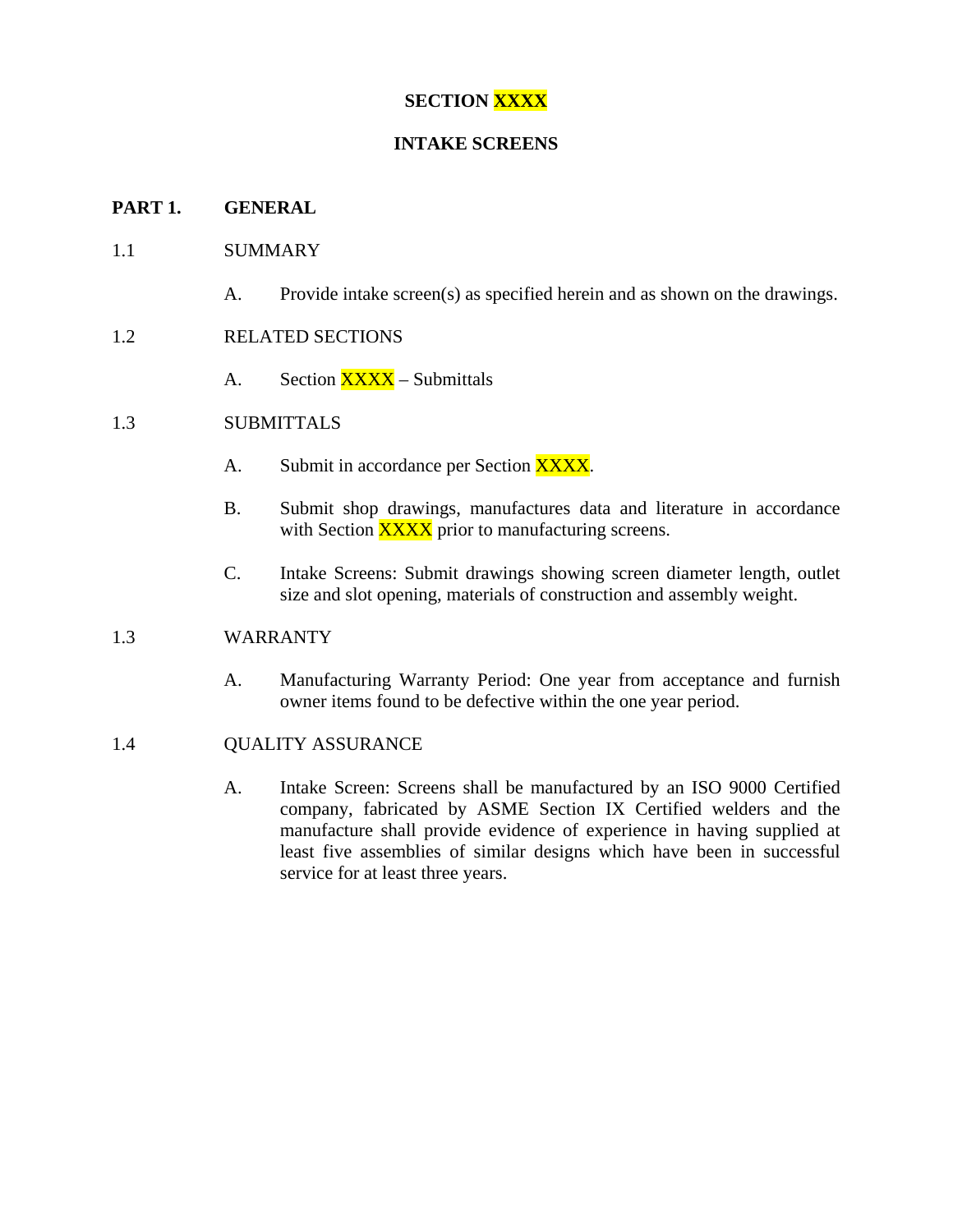# SECTION XXXX

# INTAKE SCREENS

## PART 1. GENERAL

### 1.1 SUMMARY

A. Provide intake screen(s) as specified herein and as shown on the drawings.

### 1.2 RELATED SECTIONS

A. Section XXXX – Submittals

### 1.3 SUBMITTALS

A. Submit in accordance per Section XXXX.

B. Submit shop drawings, manufactures data and literature in accordance with Section XXXX prior to manufacturing screens.

C. Intake Screens: Submit drawings showing screen diameter length, outlet size and slot opening, materials of construction and assembly weight.

### 1.3 WARRANTY

A. Manufacturing Warranty Period: One year from acceptance and furnish owner items found to be defective within the one year period.

### 1.4 QUALITY ASSURANCE

A. Intake Screen: Screens shall be manufactured by an ISO 9000 Certified company, fabricated by ASME Section IX Certified welders and the manufacture shall provide evidence of experience in having supplied at least five assemblies of similar designs which have been in successful service for at least three years.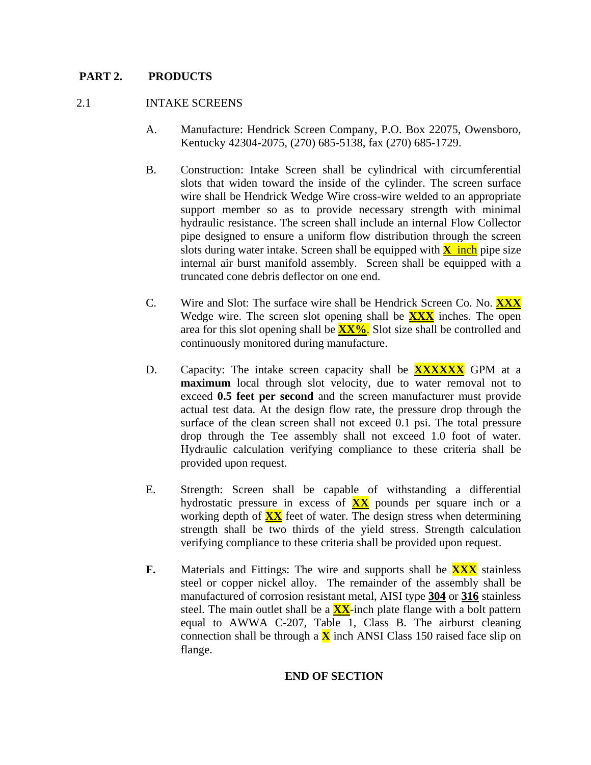## PART 2. PRODUCTS

### 2.1 INTAKE SCREENS

A. Manufacture: Hendrick Screen Company, P.O. Box 22075, Owensboro, Kentucky 42304-2075, (270) 685-5138, fax (270) 685-1729.

B. Construction: Intake Screen shall be cylindrical with circumferential slots that widen toward the inside of the cylinder. The screen surface wire shall be Hendrick Wedge Wire cross-wire welded to an appropriate support member so as to provide necessary strength with minimal hydraulic resistance. The screen shall include an internal Flow Collector pipe designed to ensure a uniform flow distribution through the screen slots during water intake. Screen shall be equipped with **X inch** pipe size internal air burst manifold assembly. Screen shall be equipped with a truncated cone debris deflector on one end.

C. Wire and Slot: The surface wire shall be Hendrick Screen Co. No. **XXX** Wedge wire. The screen slot opening shall be **XXX** inches. The open area for this slot opening shall be **XX%**. Slot size shall be controlled and continuously monitored during manufacture.

D. Capacity: The intake screen capacity shall be **XXXXXX** GPM at a **maximum** local through slot velocity, due to water removal not to exceed **0.5 feet per second** and the screen manufacturer must provide actual test data. At the design flow rate, the pressure drop through the surface of the clean screen shall not exceed 0.1 psi. The total pressure drop through the Tee assembly shall not exceed 1.0 foot of water. Hydraulic calculation verifying compliance to these criteria shall be provided upon request.

E. Strength: Screen shall be capable of withstanding a differential hydrostatic pressure in excess of **XX** pounds per square inch or a working depth of **XX** feet of water. The design stress when determining strength shall be two thirds of the yield stress. Strength calculation verifying compliance to these criteria shall be provided upon request.

**F.** Materials and Fittings: The wire and supports shall be **XXX** stainless steel or copper nickel alloy. The remainder of the assembly shall be manufactured of corrosion resistant metal, AISI type **304** or **316** stainless steel. The main outlet shall be a **XX**-inch plate flange with a bolt pattern equal to AWWA C-207, Table 1, Class B. The airburst cleaning connection shall be through a **X** inch ANSI Class 150 raised face slip on flange.

**END OF SECTION**